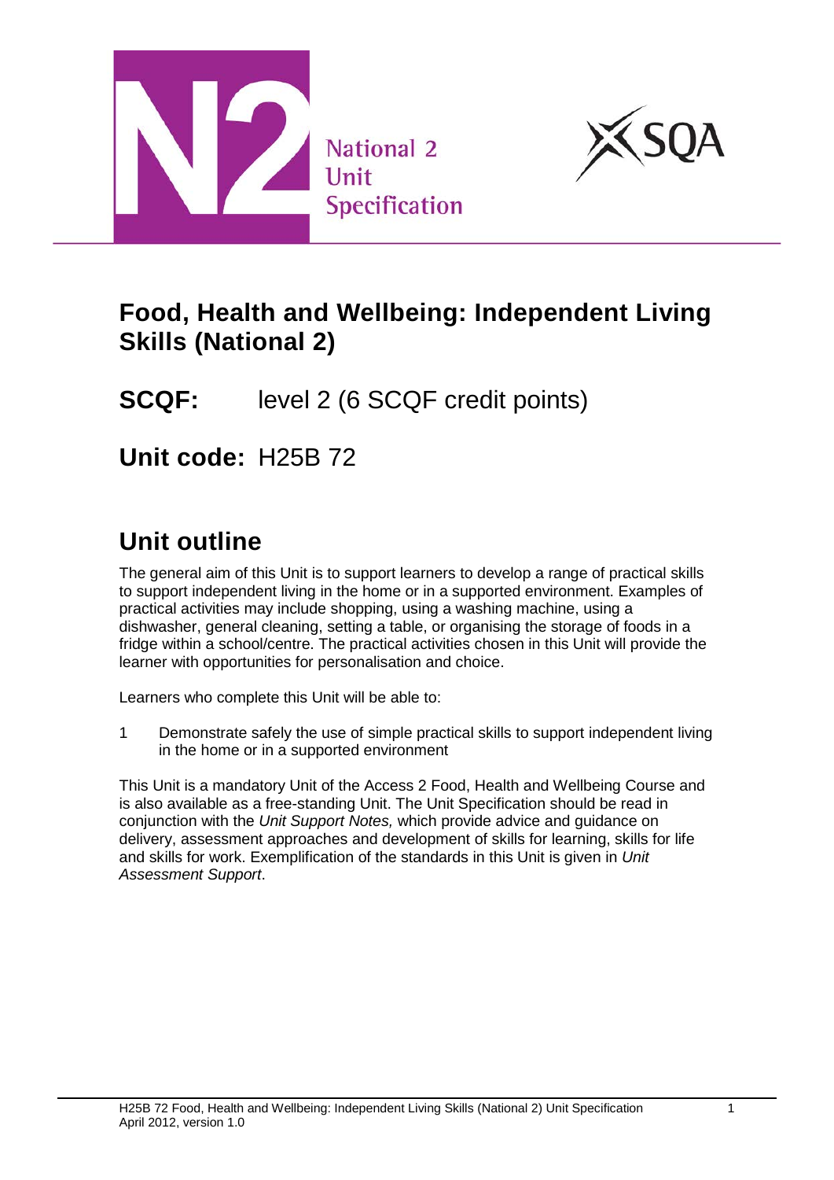National 2 Unit Specification

SQA

# Food, Health and Wellbeing: Independent Living Skills (National 2)

**SCQF:** level 2 (6 SCQF credit points)

**Unit code:** H25B 72

## Unit outline

The general aim of this Unit is to support learners to develop a range of practical skills to support independent living in the home or in a supported environment. Examples of practical activities may include shopping, using a washing machine, using a dishwasher, general cleaning, setting a table, or organising the storage of foods in a fridge within a school/centre. The practical activities chosen in this Unit will provide the learner with opportunities for personalisation and choice.

Learners who complete this Unit will be able to:

1 Demonstrate safely the use of simple practical skills to support independent living in the home or in a supported environment

This Unit is a mandatory Unit of the Access 2 Food, Health and Wellbeing Course and is also available as a free-standing Unit. The Unit Specification should be read in conjunction with the *Unit Support Notes,* which provide advice and guidance on delivery, assessment approaches and development of skills for learning, skills for life and skills for work. Exemplification of the standards in this Unit is given in *Unit Assessment Support*.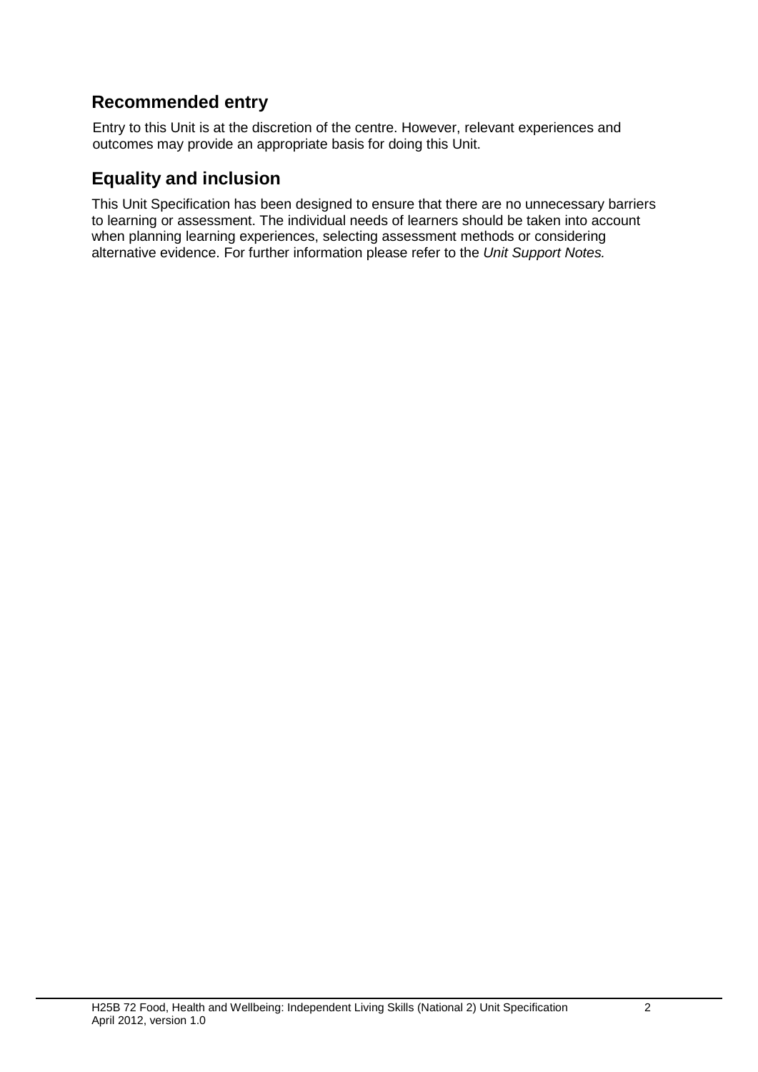## Recommended entry

Entry to this Unit is at the discretion of the centre. However, relevant experiences and outcomes may provide an appropriate basis for doing this Unit.

## Equality and inclusion

This Unit Specification has been designed to ensure that there are no unnecessary barriers to learning or assessment. The individual needs of learners should be taken into account when planning learning experiences, selecting assessment methods or considering alternative evidence. For further information please refer to the *Unit Support Notes.*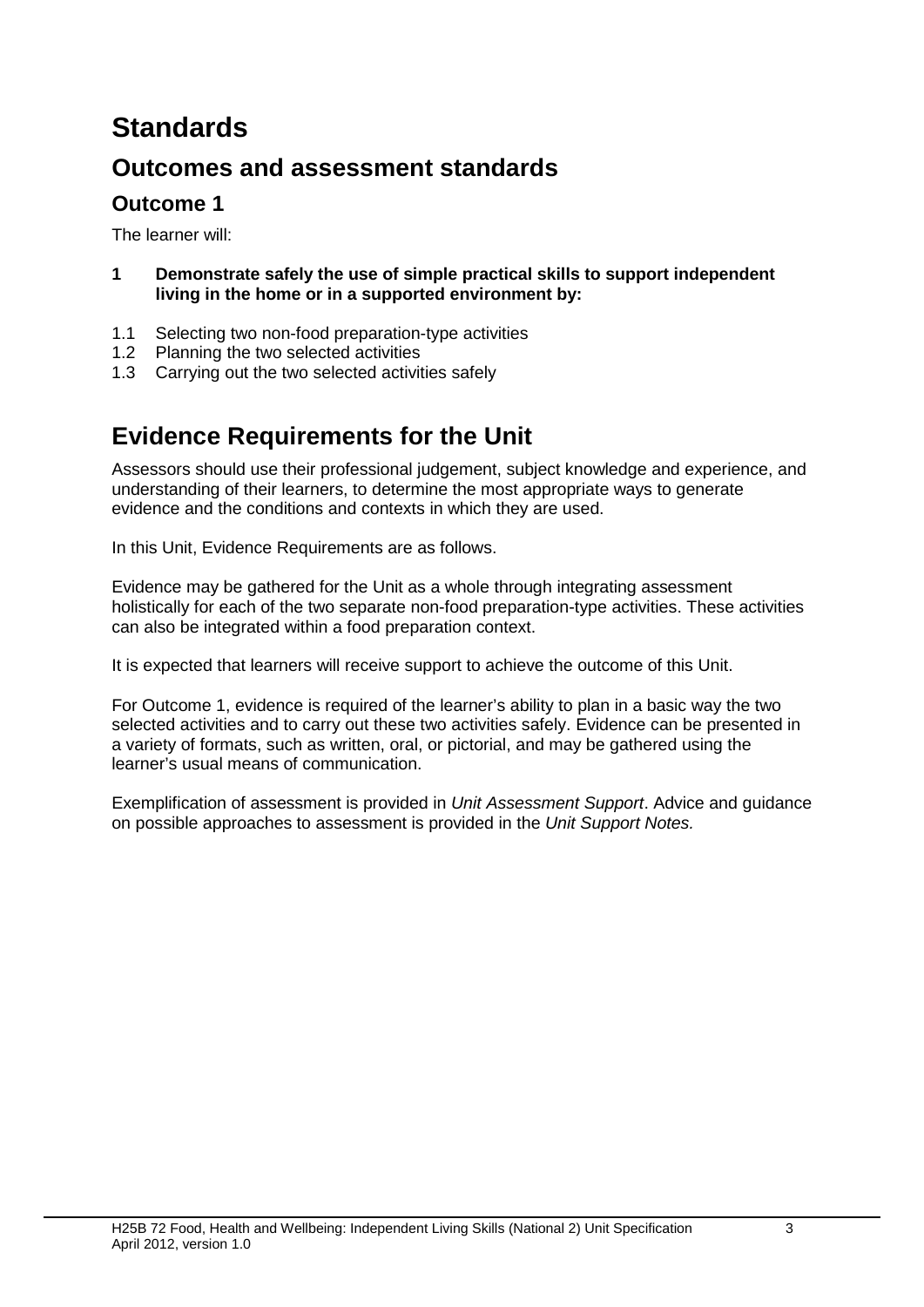# Standards

## Outcomes and assessment standards

### Outcome 1

The learner will:

**1 Demonstrate safely the use of simple practical skills to support independent living in the home or in a supported environment by:**

1.1 Selecting two non-food preparation-type activities
1.2 Planning the two selected activities
1.3 Carrying out the two selected activities safely

## Evidence Requirements for the Unit

Assessors should use their professional judgement, subject knowledge and experience, and understanding of their learners, to determine the most appropriate ways to generate evidence and the conditions and contexts in which they are used.

In this Unit, Evidence Requirements are as follows.

Evidence may be gathered for the Unit as a whole through integrating assessment holistically for each of the two separate non-food preparation-type activities. These activities can also be integrated within a food preparation context.

It is expected that learners will receive support to achieve the outcome of this Unit.

For Outcome 1, evidence is required of the learner's ability to plan in a basic way the two selected activities and to carry out these two activities safely. Evidence can be presented in a variety of formats, such as written, oral, or pictorial, and may be gathered using the learner's usual means of communication.

Exemplification of assessment is provided in *Unit Assessment Support*. Advice and guidance on possible approaches to assessment is provided in the *Unit Support Notes.*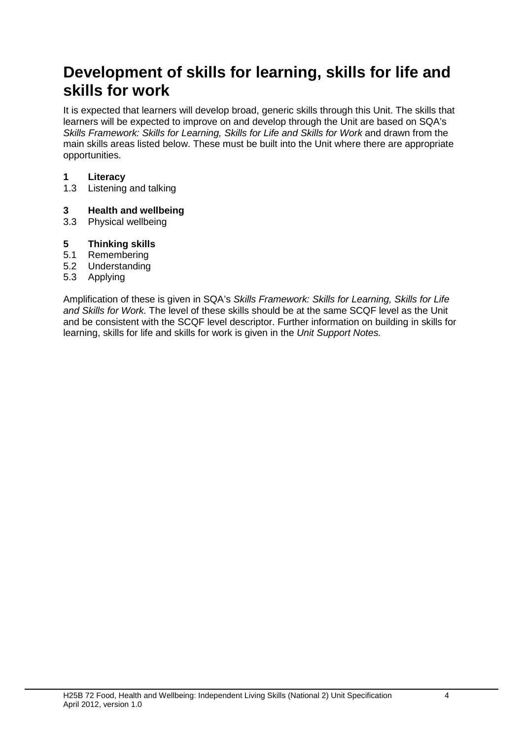# Development of skills for learning, skills for life and skills for work

It is expected that learners will develop broad, generic skills through this Unit. The skills that learners will be expected to improve on and develop through the Unit are based on SQA's *Skills Framework: Skills for Learning, Skills for Life and Skills for Work* and drawn from the main skills areas listed below. These must be built into the Unit where there are appropriate opportunities.

**1 Literacy**
1.3 Listening and talking

**3 Health and wellbeing**
3.3 Physical wellbeing

**5 Thinking skills**
5.1 Remembering
5.2 Understanding
5.3 Applying

Amplification of these is given in SQA's *Skills Framework: Skills for Learning, Skills for Life and Skills for Work.* The level of these skills should be at the same SCQF level as the Unit and be consistent with the SCQF level descriptor. Further information on building in skills for learning, skills for life and skills for work is given in the *Unit Support Notes.*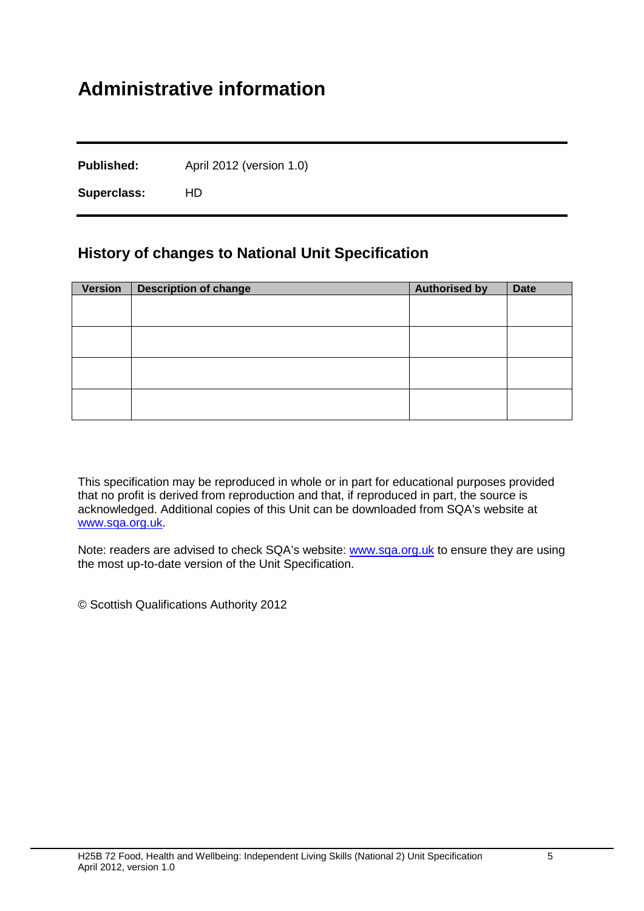# Administrative information

**Published:** April 2012 (version 1.0)

**Superclass:** HD

## History of changes to National Unit Specification

| Version | Description of change | Authorised by | Date |
|---|---|---|---|
| | | | |
| | | | |
| | | | |
| | | | |

This specification may be reproduced in whole or in part for educational purposes provided that no profit is derived from reproduction and that, if reproduced in part, the source is acknowledged. Additional copies of this Unit can be downloaded from SQA's website at www.sqa.org.uk.

Note: readers are advised to check SQA's website: www.sqa.org.uk to ensure they are using the most up-to-date version of the Unit Specification.

© Scottish Qualifications Authority 2012